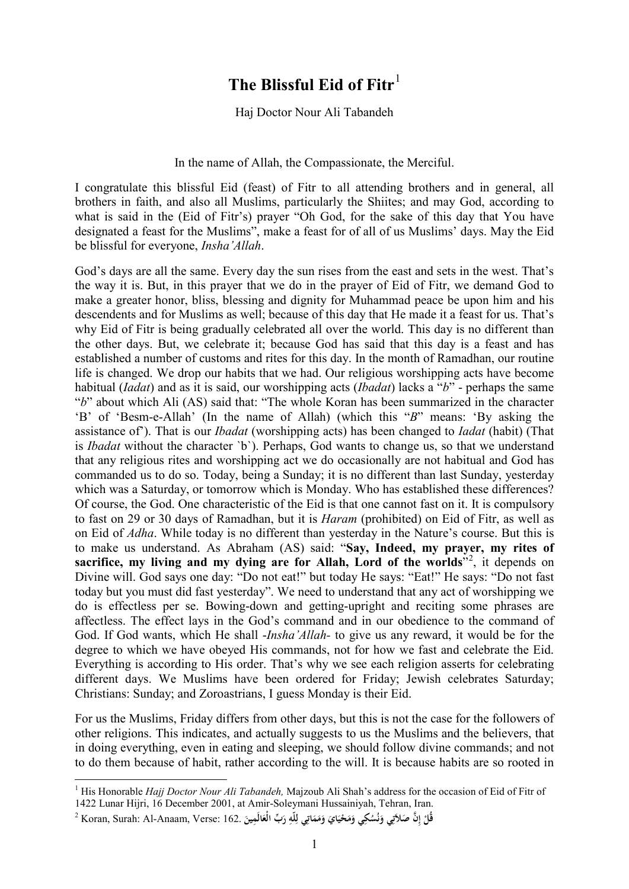# The Blissful Eid of Fitr[1]

Haj Doctor Nour Ali Tabandeh

In the name of Allah, the Compassionate, the Merciful.

I congratulate this blissful Eid (feast) of Fitr to all attending brothers and in general, all brothers in faith, and also all Muslims, particularly the Shiites; and may God, according to what is said in the (Eid of Fitr's) prayer "Oh God, for the sake of this day that You have designated a feast for the Muslims", make a feast for of all of us Muslims' days. May the Eid be blissful for everyone, *Insha'Allah*.

God's days are all the same. Every day the sun rises from the east and sets in the west. That's the way it is. But, in this prayer that we do in the prayer of Eid of Fitr, we demand God to make a greater honor, bliss, blessing and dignity for Muhammad peace be upon him and his descendents and for Muslims as well; because of this day that He made it a feast for us. That's why Eid of Fitr is being gradually celebrated all over the world. This day is no different than the other days. But, we celebrate it; because God has said that this day is a feast and has established a number of customs and rites for this day. In the month of Ramadhan, our routine life is changed. We drop our habits that we had. Our religious worshipping acts have become habitual (*Iadat*) and as it is said, our worshipping acts (*Ibadat*) lacks a "*b*" - perhaps the same "*b*" about which Ali (AS) said that: "The whole Koran has been summarized in the character 'B' of 'Besm-e-Allah' (In the name of Allah) (which this "*B*" means: 'By asking the assistance of'). That is our *Ibadat* (worshipping acts) has been changed to *Iadat* (habit) (That is *Ibadat* without the character `b`). Perhaps, God wants to change us, so that we understand that any religious rites and worshipping act we do occasionally are not habitual and God has commanded us to do so. Today, being a Sunday; it is no different than last Sunday, yesterday which was a Saturday, or tomorrow which is Monday. Who has established these differences? Of course, the God. One characteristic of the Eid is that one cannot fast on it. It is compulsory to fast on 29 or 30 days of Ramadhan, but it is *Haram* (prohibited) on Eid of Fitr, as well as on Eid of *Adha*. While today is no different than yesterday in the Nature's course. But this is to make us understand. As Abraham (AS) said: "**Say, Indeed, my prayer, my rites of sacrifice, my living and my dying are for Allah, Lord of the worlds**"[2], it depends on Divine will. God says one day: "Do not eat!" but today He says: "Eat!" He says: "Do not fast today but you must did fast yesterday". We need to understand that any act of worshipping we do is effectless per se. Bowing-down and getting-upright and reciting some phrases are affectless. The effect lays in the God's command and in our obedience to the command of God. If God wants, which He shall -*Insha'Allah*- to give us any reward, it would be for the degree to which we have obeyed His commands, not for how we fast and celebrate the Eid. Everything is according to His order. That's why we see each religion asserts for celebrating different days. We Muslims have been ordered for Friday; Jewish celebrates Saturday; Christians: Sunday; and Zoroastrians, I guess Monday is their Eid.

For us the Muslims, Friday differs from other days, but this is not the case for the followers of other religions. This indicates, and actually suggests to us the Muslims and the believers, that in doing everything, even in eating and sleeping, we should follow divine commands; and not to do them because of habit, rather according to the will. It is because habits are so rooted in

---

[1] His Honorable *Hajj Doctor Nour Ali Tabandeh,* Majzoub Ali Shah's address for the occasion of Eid of Fitr of 1422 Lunar Hijri, 16 December 2001, at Amir-Soleymani Hussainiyah, Tehran, Iran.

[2] Koran, Surah: Al-Anaam, Verse: 162. قُلْ إِنَّ صَلاتِي وَنُسُكِي وَمَحْيَايَ وَمَمَاتِي لِلَّهِ رَبِّ الْعَالَمِينَ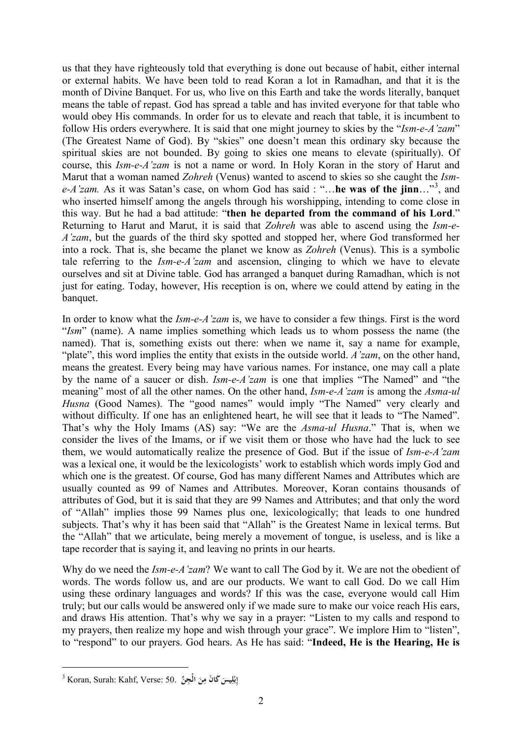us that they have righteously told that everything is done out because of habit, either internal or external habits. We have been told to read Koran a lot in Ramadhan, and that it is the month of Divine Banquet. For us, who live on this Earth and take the words literally, banquet means the table of repast. God has spread a table and has invited everyone for that table who would obey His commands. In order for us to elevate and reach that table, it is incumbent to follow His orders everywhere. It is said that one might journey to skies by the "*Ism-e-A'zam*" (The Greatest Name of God). By "skies" one doesn't mean this ordinary sky because the spiritual skies are not bounded. By going to skies one means to elevate (spiritually). Of course, this *Ism-e-A'zam* is not a name or word. In Holy Koran in the story of Harut and Marut that a woman named *Zohreh* (Venus) wanted to ascend to skies so she caught the *Ism-e-A'zam*. As it was Satan's case, on whom God has said : "…**he was of the jinn**…"[3], and who inserted himself among the angels through his worshipping, intending to come close in this way. But he had a bad attitude: "**then he departed from the command of his Lord**." Returning to Harut and Marut, it is said that *Zohreh* was able to ascend using the *Ism-e-A'zam*, but the guards of the third sky spotted and stopped her, where God transformed her into a rock. That is, she became the planet we know as *Zohreh* (Venus). This is a symbolic tale referring to the *Ism-e-A'zam* and ascension, clinging to which we have to elevate ourselves and sit at Divine table. God has arranged a banquet during Ramadhan, which is not just for eating. Today, however, His reception is on, where we could attend by eating in the banquet.

In order to know what the *Ism-e-A'zam* is, we have to consider a few things. First is the word "*Ism*" (name). A name implies something which leads us to whom possess the name (the named). That is, something exists out there: when we name it, say a name for example, "plate", this word implies the entity that exists in the outside world. *A'zam*, on the other hand, means the greatest. Every being may have various names. For instance, one may call a plate by the name of a saucer or dish. *Ism-e-A'zam* is one that implies "The Named" and "the meaning" most of all the other names. On the other hand, *Ism-e-A'zam* is among the *Asma-ul Husna* (Good Names). The "good names" would imply "The Named" very clearly and without difficulty. If one has an enlightened heart, he will see that it leads to "The Named". That's why the Holy Imams (AS) say: "We are the *Asma-ul Husna*." That is, when we consider the lives of the Imams, or if we visit them or those who have had the luck to see them, we would automatically realize the presence of God. But if the issue of *Ism-e-A'zam* was a lexical one, it would be the lexicologists' work to establish which words imply God and which one is the greatest. Of course, God has many different Names and Attributes which are usually counted as 99 of Names and Attributes. Moreover, Koran contains thousands of attributes of God, but it is said that they are 99 Names and Attributes; and that only the word of "Allah" implies those 99 Names plus one, lexicologically; that leads to one hundred subjects. That's why it has been said that "Allah" is the Greatest Name in lexical terms. But the "Allah" that we articulate, being merely a movement of tongue, is useless, and is like a tape recorder that is saying it, and leaving no prints in our hearts.

Why do we need the *Ism-e-A'zam*? We want to call The God by it. We are not the obedient of words. The words follow us, and are our products. We want to call God. Do we call Him using these ordinary languages and words? If this was the case, everyone would call Him truly; but our calls would be answered only if we made sure to make our voice reach His ears, and draws His attention. That's why we say in a prayer: "Listen to my calls and respond to my prayers, then realize my hope and wish through your grace". We implore Him to "listen", to "respond" to our prayers. God hears. As He has said: "**Indeed, He is the Hearing, He is**

---

[3] Koran, Surah: Kahf, Verse: 50. **إِبْلِيسَ كَانَ مِنَ الْجِنِّ**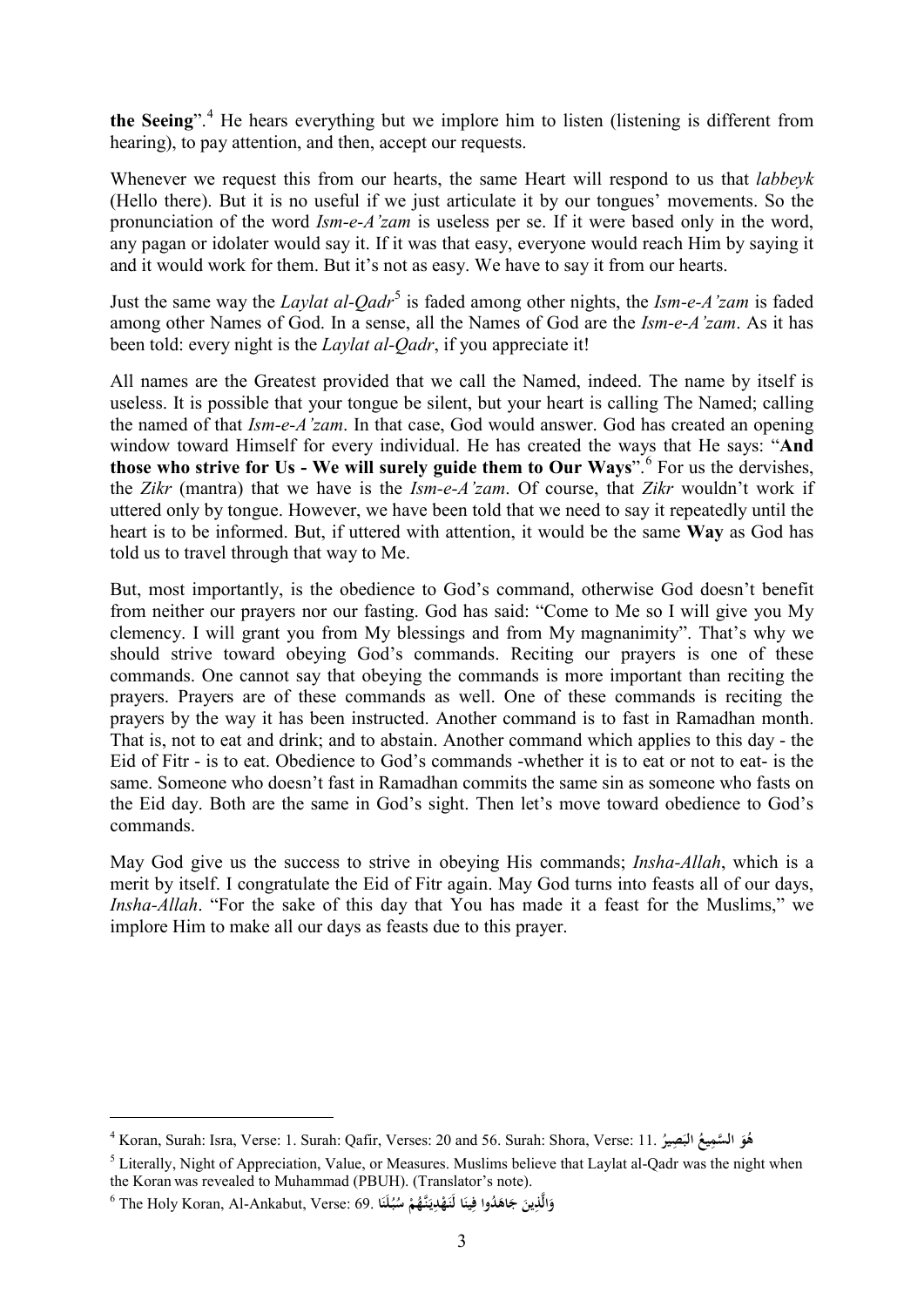**the Seeing**".[4] He hears everything but we implore him to listen (listening is different from hearing), to pay attention, and then, accept our requests.

Whenever we request this from our hearts, the same Heart will respond to us that *labbeyk* (Hello there). But it is no useful if we just articulate it by our tongues' movements. So the pronunciation of the word *Ism-e-A'zam* is useless per se. If it were based only in the word, any pagan or idolater would say it. If it was that easy, everyone would reach Him by saying it and it would work for them. But it's not as easy. We have to say it from our hearts.

Just the same way the *Laylat al-Qadr*[5] is faded among other nights, the *Ism-e-A'zam* is faded among other Names of God. In a sense, all the Names of God are the *Ism-e-A'zam*. As it has been told: every night is the *Laylat al-Qadr*, if you appreciate it!

All names are the Greatest provided that we call the Named, indeed. The name by itself is useless. It is possible that your tongue be silent, but your heart is calling The Named; calling the named of that *Ism-e-A'zam*. In that case, God would answer. God has created an opening window toward Himself for every individual. He has created the ways that He says: "**And those who strive for Us - We will surely guide them to Our Ways**".[6] For us the dervishes, the *Zikr* (mantra) that we have is the *Ism-e-A'zam*. Of course, that *Zikr* wouldn't work if uttered only by tongue. However, we have been told that we need to say it repeatedly until the heart is to be informed. But, if uttered with attention, it would be the same **Way** as God has told us to travel through that way to Me.

But, most importantly, is the obedience to God's command, otherwise God doesn't benefit from neither our prayers nor our fasting. God has said: "Come to Me so I will give you My clemency. I will grant you from My blessings and from My magnanimity". That's why we should strive toward obeying God's commands. Reciting our prayers is one of these commands. One cannot say that obeying the commands is more important than reciting the prayers. Prayers are of these commands as well. One of these commands is reciting the prayers by the way it has been instructed. Another command is to fast in Ramadhan month. That is, not to eat and drink; and to abstain. Another command which applies to this day - the Eid of Fitr - is to eat. Obedience to God's commands -whether it is to eat or not to eat- is the same. Someone who doesn't fast in Ramadhan commits the same sin as someone who fasts on the Eid day. Both are the same in God's sight. Then let's move toward obedience to God's commands.

May God give us the success to strive in obeying His commands; *Insha-Allah*, which is a merit by itself. I congratulate the Eid of Fitr again. May God turns into feasts all of our days, *Insha-Allah*. "For the sake of this day that You has made it a feast for the Muslims," we implore Him to make all our days as feasts due to this prayer.

---

[4] Koran, Surah: Isra, Verse: 1. Surah: Qafir, Verses: 20 and 56. Surah: Shora, Verse: 11. هُوَ السَّمِيعُ البَصِيرُ

[5] Literally, Night of Appreciation, Value, or Measures. Muslims believe that Laylat al-Qadr was the night when the Koran was revealed to Muhammad (PBUH). (Translator's note).

[6] The Holy Koran, Al-Ankabut, Verse: 69. وَالَّذِينَ جَاهَدُوا فِينَا لَنَهْدِيَنَّهُمْ سُبُلَنَا